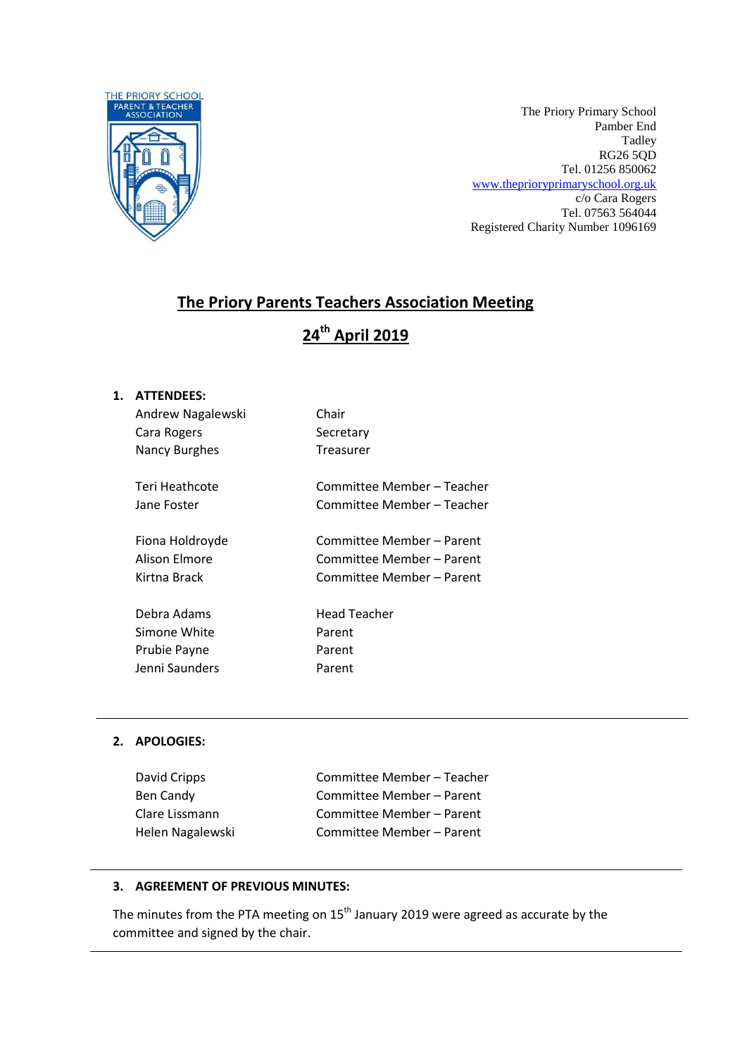THE PRIORY SCHOOL
PARENT & TEACHER ASSOCIATION

The Priory Primary School
Pamber End
Tadley
RG26 5QD
Tel. 01256 850062
www.theprioryprimaryschool.org.uk
c/o Cara Rogers
Tel. 07563 564044
Registered Charity Number 1096169

# The Priory Parents Teachers Association Meeting

## 24th April 2019

**1. ATTENDEES:**

| | |
|---|---|
| Andrew Nagalewski | Chair |
| Cara Rogers | Secretary |
| Nancy Burghes | Treasurer |
| | |
| Teri Heathcote | Committee Member – Teacher |
| Jane Foster | Committee Member – Teacher |
| | |
| Fiona Holdroyde | Committee Member – Parent |
| Alison Elmore | Committee Member – Parent |
| Kirtna Brack | Committee Member – Parent |
| | |
| Debra Adams | Head Teacher |
| Simone White | Parent |
| Prubie Payne | Parent |
| Jenni Saunders | Parent |

---

**2. APOLOGIES:**

| | |
|---|---|
| David Cripps | Committee Member – Teacher |
| Ben Candy | Committee Member – Parent |
| Clare Lissmann | Committee Member – Parent |
| Helen Nagalewski | Committee Member – Parent |

---

**3. AGREEMENT OF PREVIOUS MINUTES:**

The minutes from the PTA meeting on 15th January 2019 were agreed as accurate by the committee and signed by the chair.

---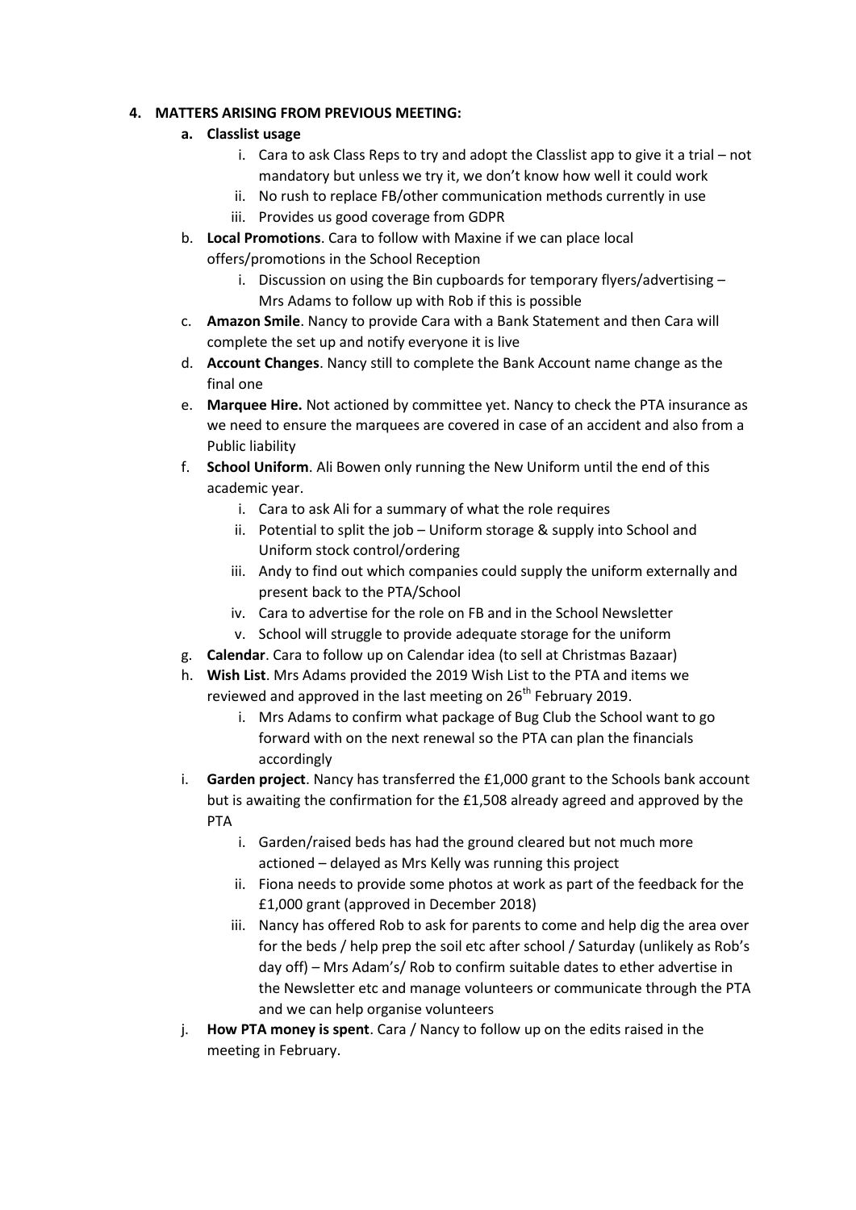4. **MATTERS ARISING FROM PREVIOUS MEETING:**
   a. **Classlist usage**
      i. Cara to ask Class Reps to try and adopt the Classlist app to give it a trial – not mandatory but unless we try it, we don't know how well it could work
      ii. No rush to replace FB/other communication methods currently in use
      iii. Provides us good coverage from GDPR
   b. **Local Promotions**. Cara to follow with Maxine if we can place local offers/promotions in the School Reception
      i. Discussion on using the Bin cupboards for temporary flyers/advertising – Mrs Adams to follow up with Rob if this is possible
   c. **Amazon Smile**. Nancy to provide Cara with a Bank Statement and then Cara will complete the set up and notify everyone it is live
   d. **Account Changes**. Nancy still to complete the Bank Account name change as the final one
   e. **Marquee Hire.** Not actioned by committee yet. Nancy to check the PTA insurance as we need to ensure the marquees are covered in case of an accident and also from a Public liability
   f. **School Uniform**. Ali Bowen only running the New Uniform until the end of this academic year.
      i. Cara to ask Ali for a summary of what the role requires
      ii. Potential to split the job – Uniform storage & supply into School and Uniform stock control/ordering
      iii. Andy to find out which companies could supply the uniform externally and present back to the PTA/School
      iv. Cara to advertise for the role on FB and in the School Newsletter
      v. School will struggle to provide adequate storage for the uniform
   g. **Calendar**. Cara to follow up on Calendar idea (to sell at Christmas Bazaar)
   h. **Wish List**. Mrs Adams provided the 2019 Wish List to the PTA and items we reviewed and approved in the last meeting on 26th February 2019.
      i. Mrs Adams to confirm what package of Bug Club the School want to go forward with on the next renewal so the PTA can plan the financials accordingly
   i. **Garden project**. Nancy has transferred the £1,000 grant to the Schools bank account but is awaiting the confirmation for the £1,508 already agreed and approved by the PTA
      i. Garden/raised beds has had the ground cleared but not much more actioned – delayed as Mrs Kelly was running this project
      ii. Fiona needs to provide some photos at work as part of the feedback for the £1,000 grant (approved in December 2018)
      iii. Nancy has offered Rob to ask for parents to come and help dig the area over for the beds / help prep the soil etc after school / Saturday (unlikely as Rob's day off) – Mrs Adam's/ Rob to confirm suitable dates to ether advertise in the Newsletter etc and manage volunteers or communicate through the PTA and we can help organise volunteers
   j. **How PTA money is spent**. Cara / Nancy to follow up on the edits raised in the meeting in February.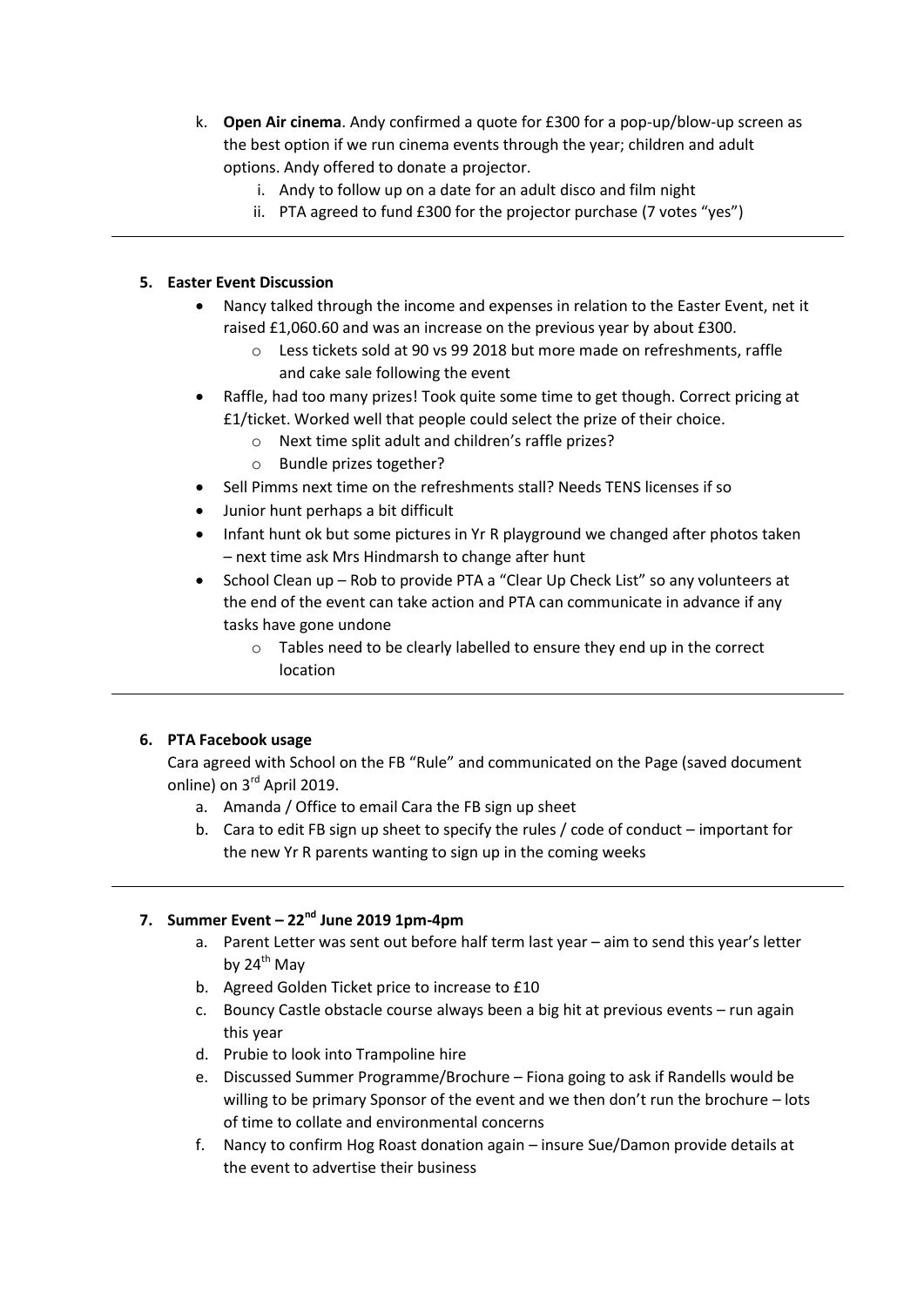k. **Open Air cinema**. Andy confirmed a quote for £300 for a pop-up/blow-up screen as the best option if we run cinema events through the year; children and adult options. Andy offered to donate a projector.
   i. Andy to follow up on a date for an adult disco and film night
   ii. PTA agreed to fund £300 for the projector purchase (7 votes "yes")

---

**5. Easter Event Discussion**

- Nancy talked through the income and expenses in relation to the Easter Event, net it raised £1,060.60 and was an increase on the previous year by about £300.
  - Less tickets sold at 90 vs 99 2018 but more made on refreshments, raffle and cake sale following the event
- Raffle, had too many prizes! Took quite some time to get though. Correct pricing at £1/ticket. Worked well that people could select the prize of their choice.
  - Next time split adult and children's raffle prizes?
  - Bundle prizes together?
- Sell Pimms next time on the refreshments stall? Needs TENS licenses if so
- Junior hunt perhaps a bit difficult
- Infant hunt ok but some pictures in Yr R playground we changed after photos taken – next time ask Mrs Hindmarsh to change after hunt
- School Clean up – Rob to provide PTA a "Clear Up Check List" so any volunteers at the end of the event can take action and PTA can communicate in advance if any tasks have gone undone
  - Tables need to be clearly labelled to ensure they end up in the correct location

---

**6. PTA Facebook usage**

Cara agreed with School on the FB "Rule" and communicated on the Page (saved document online) on 3rd April 2019.

a. Amanda / Office to email Cara the FB sign up sheet
b. Cara to edit FB sign up sheet to specify the rules / code of conduct – important for the new Yr R parents wanting to sign up in the coming weeks

---

**7. Summer Event – 22nd June 2019 1pm-4pm**

a. Parent Letter was sent out before half term last year – aim to send this year's letter by 24th May
b. Agreed Golden Ticket price to increase to £10
c. Bouncy Castle obstacle course always been a big hit at previous events – run again this year
d. Prubie to look into Trampoline hire
e. Discussed Summer Programme/Brochure – Fiona going to ask if Randells would be willing to be primary Sponsor of the event and we then don't run the brochure – lots of time to collate and environmental concerns
f. Nancy to confirm Hog Roast donation again – insure Sue/Damon provide details at the event to advertise their business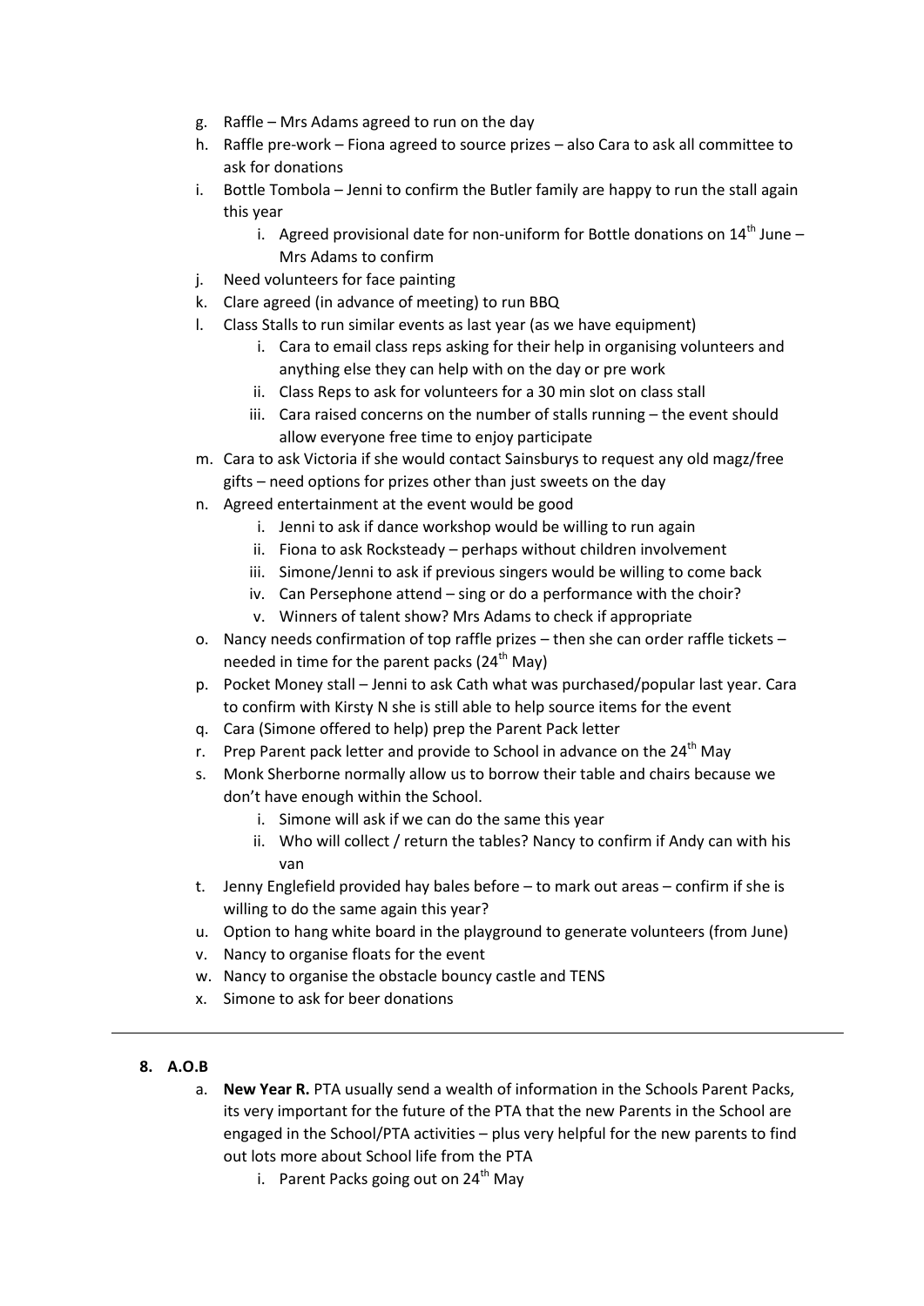g. Raffle – Mrs Adams agreed to run on the day
h. Raffle pre-work – Fiona agreed to source prizes – also Cara to ask all committee to ask for donations
i. Bottle Tombola – Jenni to confirm the Butler family are happy to run the stall again this year
    i. Agreed provisional date for non-uniform for Bottle donations on 14th June – Mrs Adams to confirm
j. Need volunteers for face painting
k. Clare agreed (in advance of meeting) to run BBQ
l. Class Stalls to run similar events as last year (as we have equipment)
    i. Cara to email class reps asking for their help in organising volunteers and anything else they can help with on the day or pre work
    ii. Class Reps to ask for volunteers for a 30 min slot on class stall
    iii. Cara raised concerns on the number of stalls running – the event should allow everyone free time to enjoy participate
m. Cara to ask Victoria if she would contact Sainsburys to request any old magz/free gifts – need options for prizes other than just sweets on the day
n. Agreed entertainment at the event would be good
    i. Jenni to ask if dance workshop would be willing to run again
    ii. Fiona to ask Rocksteady – perhaps without children involvement
    iii. Simone/Jenni to ask if previous singers would be willing to come back
    iv. Can Persephone attend – sing or do a performance with the choir?
    v. Winners of talent show? Mrs Adams to check if appropriate
o. Nancy needs confirmation of top raffle prizes – then she can order raffle tickets – needed in time for the parent packs (24th May)
p. Pocket Money stall – Jenni to ask Cath what was purchased/popular last year. Cara to confirm with Kirsty N she is still able to help source items for the event
q. Cara (Simone offered to help) prep the Parent Pack letter
r. Prep Parent pack letter and provide to School in advance on the 24th May
s. Monk Sherborne normally allow us to borrow their table and chairs because we don't have enough within the School.
    i. Simone will ask if we can do the same this year
    ii. Who will collect / return the tables? Nancy to confirm if Andy can with his van
t. Jenny Englefield provided hay bales before – to mark out areas – confirm if she is willing to do the same again this year?
u. Option to hang white board in the playground to generate volunteers (from June)
v. Nancy to organise floats for the event
w. Nancy to organise the obstacle bouncy castle and TENS
x. Simone to ask for beer donations

---

**8. A.O.B**

a. **New Year R.** PTA usually send a wealth of information in the Schools Parent Packs, its very important for the future of the PTA that the new Parents in the School are engaged in the School/PTA activities – plus very helpful for the new parents to find out lots more about School life from the PTA
    i. Parent Packs going out on 24th May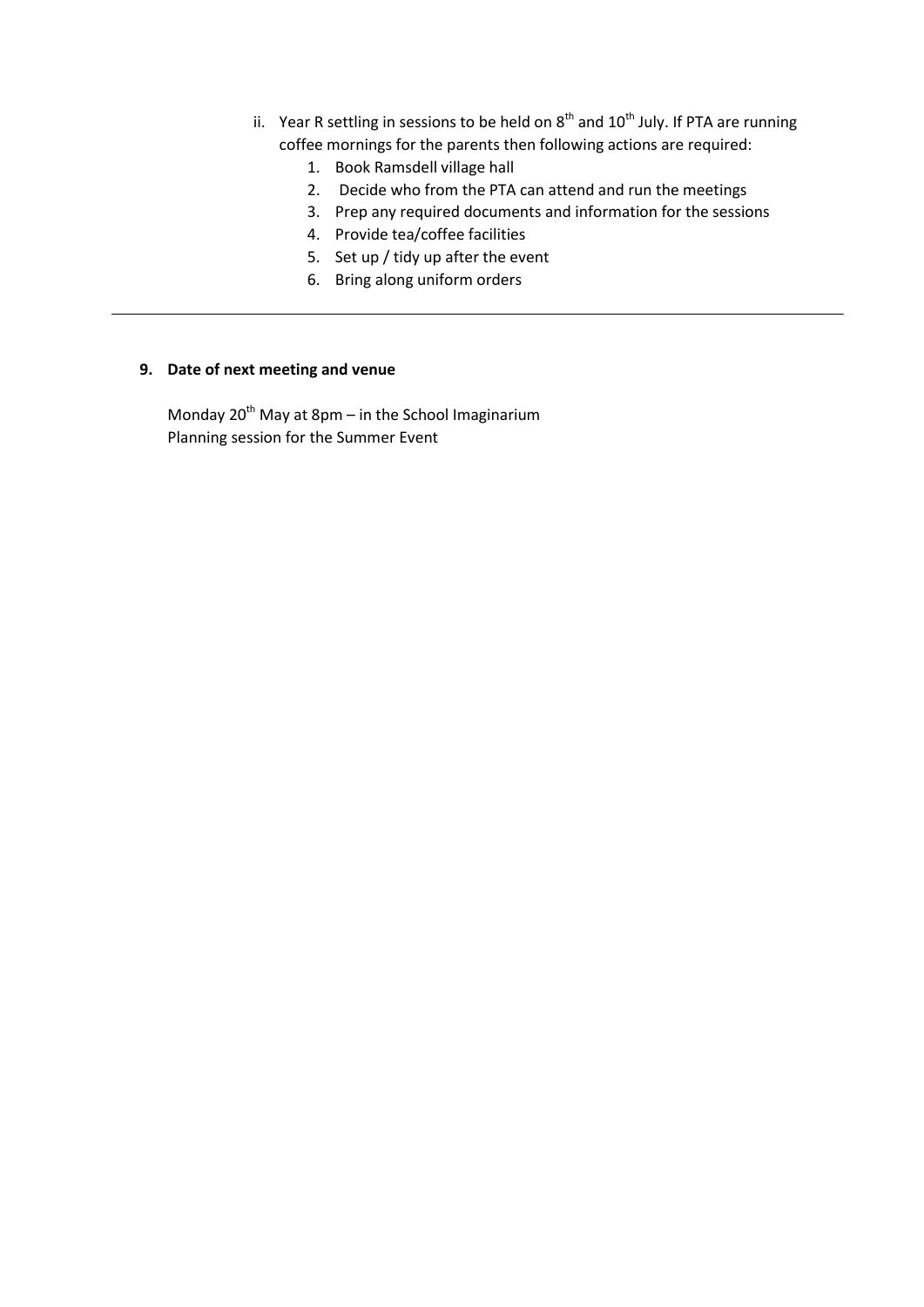ii. Year R settling in sessions to be held on 8th and 10th July. If PTA are running coffee mornings for the parents then following actions are required:
    1. Book Ramsdell village hall
    2. Decide who from the PTA can attend and run the meetings
    3. Prep any required documents and information for the sessions
    4. Provide tea/coffee facilities
    5. Set up / tidy up after the event
    6. Bring along uniform orders

---

**9. Date of next meeting and venue**

Monday 20th May at 8pm – in the School Imaginarium
Planning session for the Summer Event